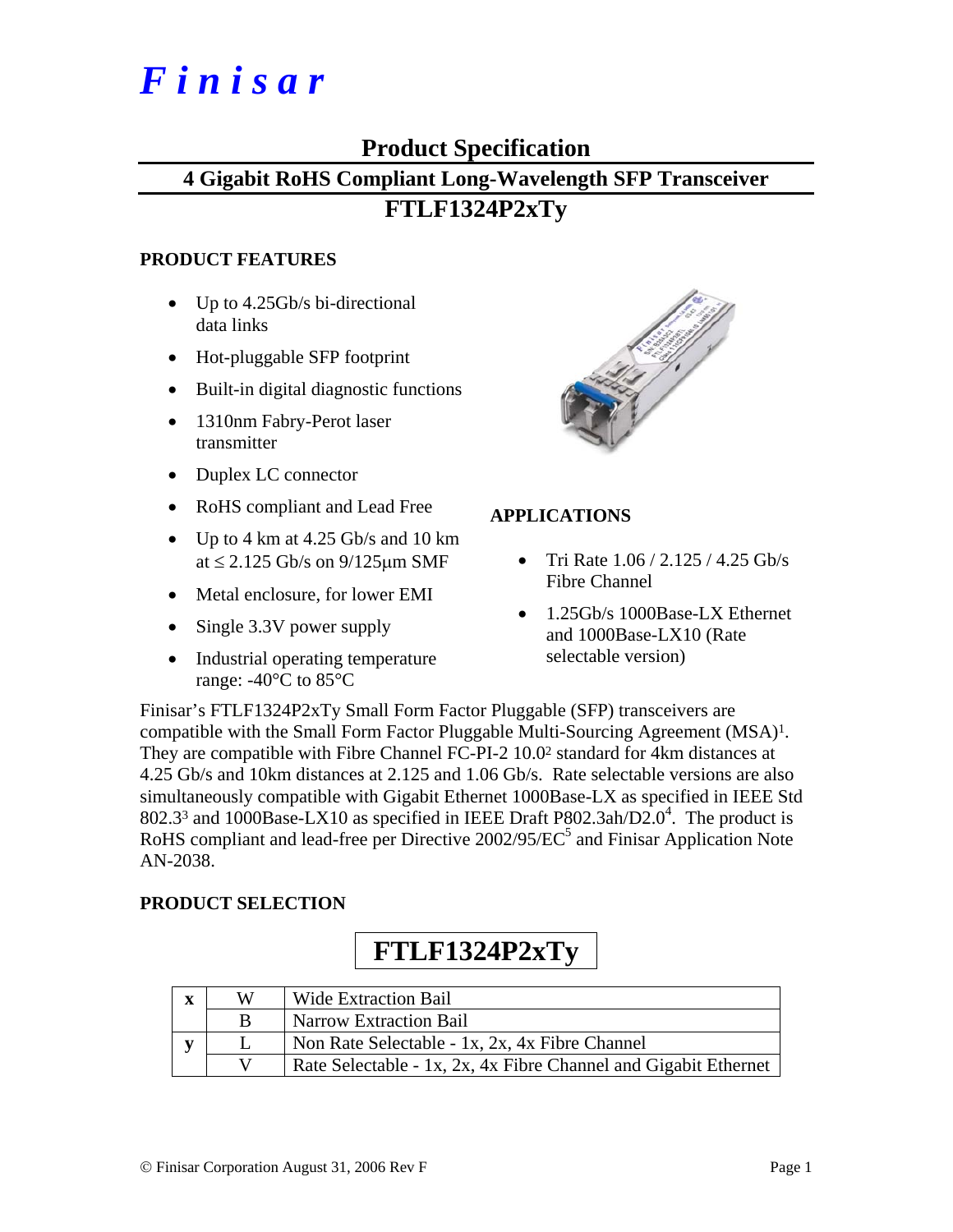# *Finisar*

## Product Specification

## 4 Gigabit RoHS Compliant Long-Wavelength SFP Transceiver

## FTLF1324P2xTy

### PRODUCT FEATURES

- Up to 4.25Gb/s bi-directional data links
- Hot-pluggable SFP footprint
- Built-in digital diagnostic functions
- 1310nm Fabry-Perot laser transmitter
- Duplex LC connector
- RoHS compliant and Lead Free
- Up to 4 km at 4.25 Gb/s and 10 km at ≤ 2.125 Gb/s on 9/125μm SMF
- Metal enclosure, for lower EMI
- Single 3.3V power supply
- Industrial operating temperature range: -40°C to 85°C

### APPLICATIONS

- Tri Rate 1.06 / 2.125 / 4.25 Gb/s Fibre Channel
- 1.25Gb/s 1000Base-LX Ethernet and 1000Base-LX10 (Rate selectable version)

Finisar's FTLF1324P2xTy Small Form Factor Pluggable (SFP) transceivers are compatible with the Small Form Factor Pluggable Multi-Sourcing Agreement (MSA)[1]. They are compatible with Fibre Channel FC-PI-2 10.0[2] standard for 4km distances at 4.25 Gb/s and 10km distances at 2.125 and 1.06 Gb/s. Rate selectable versions are also simultaneously compatible with Gigabit Ethernet 1000Base-LX as specified in IEEE Std 802.3[3] and 1000Base-LX10 as specified in IEEE Draft P802.3ah/D2.0[4]. The product is RoHS compliant and lead-free per Directive 2002/95/EC[5] and Finisar Application Note AN-2038.

### PRODUCT SELECTION

**FTLF1324P2xTy**

| | | |
|---|---|---|
| **x** | W | Wide Extraction Bail |
| | B | Narrow Extraction Bail |
| **y** | L | Non Rate Selectable - 1x, 2x, 4x Fibre Channel |
| | V | Rate Selectable - 1x, 2x, 4x Fibre Channel and Gigabit Ethernet |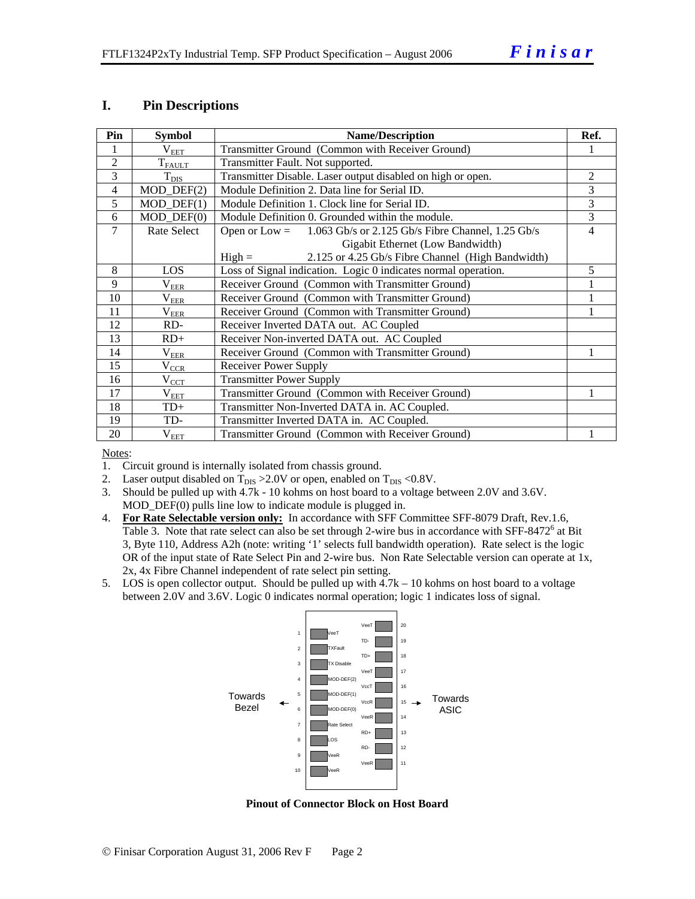## I. Pin Descriptions

| Pin | Symbol | Name/Description | Ref. |
|---|---|---|---|
| 1 | $V_{EET}$ | Transmitter Ground (Common with Receiver Ground) | 1 |
| 2 | $T_{FAULT}$ | Transmitter Fault. Not supported. | |
| 3 | $T_{DIS}$ | Transmitter Disable. Laser output disabled on high or open. | 2 |
| 4 | MOD_DEF(2) | Module Definition 2. Data line for Serial ID. | 3 |
| 5 | MOD_DEF(1) | Module Definition 1. Clock line for Serial ID. | 3 |
| 6 | MOD_DEF(0) | Module Definition 0. Grounded within the module. | 3 |
| 7 | Rate Select | Open or Low = 1.063 Gb/s or 2.125 Gb/s Fibre Channel, 1.25 Gb/s Gigabit Ethernet (Low Bandwidth)<br>High = 2.125 or 4.25 Gb/s Fibre Channel (High Bandwidth) | 4 |
| 8 | LOS | Loss of Signal indication. Logic 0 indicates normal operation. | 5 |
| 9 | $V_{EER}$ | Receiver Ground (Common with Transmitter Ground) | 1 |
| 10 | $V_{EER}$ | Receiver Ground (Common with Transmitter Ground) | 1 |
| 11 | $V_{EER}$ | Receiver Ground (Common with Transmitter Ground) | 1 |
| 12 | RD- | Receiver Inverted DATA out. AC Coupled | |
| 13 | RD+ | Receiver Non-inverted DATA out. AC Coupled | |
| 14 | $V_{EER}$ | Receiver Ground (Common with Transmitter Ground) | 1 |
| 15 | $V_{CCR}$ | Receiver Power Supply | |
| 16 | $V_{CCT}$ | Transmitter Power Supply | |
| 17 | $V_{EET}$ | Transmitter Ground (Common with Receiver Ground) | 1 |
| 18 | TD+ | Transmitter Non-Inverted DATA in. AC Coupled. | |
| 19 | TD- | Transmitter Inverted DATA in. AC Coupled. | |
| 20 | $V_{EET}$ | Transmitter Ground (Common with Receiver Ground) | 1 |

Notes:

1. Circuit ground is internally isolated from chassis ground.
2. Laser output disabled on $T_{DIS}$ >2.0V or open, enabled on $T_{DIS}$ <0.8V.
3. Should be pulled up with 4.7k - 10 kohms on host board to a voltage between 2.0V and 3.6V. MOD_DEF(0) pulls line low to indicate module is plugged in.
4. **For Rate Selectable version only:** In accordance with SFF Committee SFF-8079 Draft, Rev.1.6, Table 3. Note that rate select can also be set through 2-wire bus in accordance with SFF-8472[6] at Bit 3, Byte 110, Address A2h (note: writing '1' selects full bandwidth operation). Rate select is the logic OR of the input state of Rate Select Pin and 2-wire bus. Non Rate Selectable version can operate at 1x, 2x, 4x Fibre Channel independent of rate select pin setting.
5. LOS is open collector output. Should be pulled up with 4.7k – 10 kohms on host board to a voltage between 2.0V and 3.6V. Logic 0 indicates normal operation; logic 1 indicates loss of signal.

| Pin | Name | | Name | Pin |
|---|---|---|---|---|
| 1 | VeeT | | VeeT | 20 |
| 2 | TXFault | | TD- | 19 |
| 3 | TX Disable | | TD+ | 18 |
| 4 | MOD-DEF(2) | | VeeT | 17 |
| 5 | MOD-DEF(1) | | VccT | 16 |
| 6 | MOD-DEF(0) | | VccR | 15 |
| 7 | Rate Select | | VeeR | 14 |
| 8 | LOS | | RD+ | 13 |
| 9 | VeeR | | RD- | 12 |
| 10 | VeeR | | VeeR | 11 |

Towards Bezel ← → Towards ASIC

**Pinout of Connector Block on Host Board**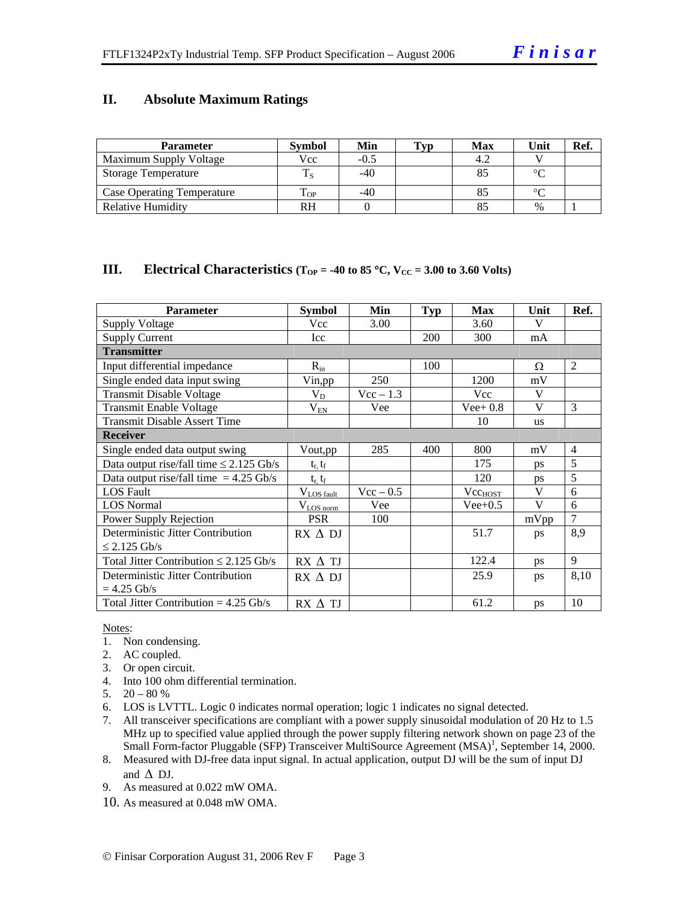## II. Absolute Maximum Ratings

| Parameter | Symbol | Min | Typ | Max | Unit | Ref. |
|---|---|---|---|---|---|---|
| Maximum Supply Voltage | Vcc | -0.5 | | 4.2 | V | |
| Storage Temperature | $T_S$ | -40 | | 85 | °C | |
| Case Operating Temperature | $T_{OP}$ | -40 | | 85 | °C | |
| Relative Humidity | RH | 0 | | 85 | % | 1 |

## III. Electrical Characteristics ($T_{OP}$ = -40 to 85 °C, $V_{CC}$ = 3.00 to 3.60 Volts)

| Parameter | Symbol | Min | Typ | Max | Unit | Ref. |
|---|---|---|---|---|---|---|
| Supply Voltage | Vcc | 3.00 | | 3.60 | V | |
| Supply Current | Icc | | 200 | 300 | mA | |
| **Transmitter** | | | | | | |
| Input differential impedance | $R_{in}$ | | 100 | | Ω | 2 |
| Single ended data input swing | Vin,pp | 250 | | 1200 | mV | |
| Transmit Disable Voltage | $V_D$ | Vcc – 1.3 | | Vcc | V | |
| Transmit Enable Voltage | $V_{EN}$ | Vee | | Vee+ 0.8 | V | 3 |
| Transmit Disable Assert Time | | | | 10 | us | |
| **Receiver** | | | | | | |
| Single ended data output swing | Vout,pp | 285 | 400 | 800 | mV | 4 |
| Data output rise/fall time ≤ 2.125 Gb/s | $t_r, t_f$ | | | 175 | ps | 5 |
| Data output rise/fall time = 4.25 Gb/s | $t_r, t_f$ | | | 120 | ps | 5 |
| LOS Fault | $V_{LOS\ fault}$ | Vcc – 0.5 | | $Vcc_{HOST}$ | V | 6 |
| LOS Normal | $V_{LOS\ norm}$ | Vee | | Vee+0.5 | V | 6 |
| Power Supply Rejection | PSR | 100 | | | mVpp | 7 |
| Deterministic Jitter Contribution ≤ 2.125 Gb/s | RX Δ DJ | | | 51.7 | ps | 8,9 |
| Total Jitter Contribution ≤ 2.125 Gb/s | RX Δ TJ | | | 122.4 | ps | 9 |
| Deterministic Jitter Contribution = 4.25 Gb/s | RX Δ DJ | | | 25.9 | ps | 8,10 |
| Total Jitter Contribution = 4.25 Gb/s | RX Δ TJ | | | 61.2 | ps | 10 |

Notes:
1. Non condensing.
2. AC coupled.
3. Or open circuit.
4. Into 100 ohm differential termination.
5. 20 – 80 %
6. LOS is LVTTL. Logic 0 indicates normal operation; logic 1 indicates no signal detected.
7. All transceiver specifications are compliant with a power supply sinusoidal modulation of 20 Hz to 1.5 MHz up to specified value applied through the power supply filtering network shown on page 23 of the Small Form-factor Pluggable (SFP) Transceiver MultiSource Agreement (MSA)[1], September 14, 2000.
8. Measured with DJ-free data input signal. In actual application, output DJ will be the sum of input DJ and Δ DJ.
9. As measured at 0.022 mW OMA.
10. As measured at 0.048 mW OMA.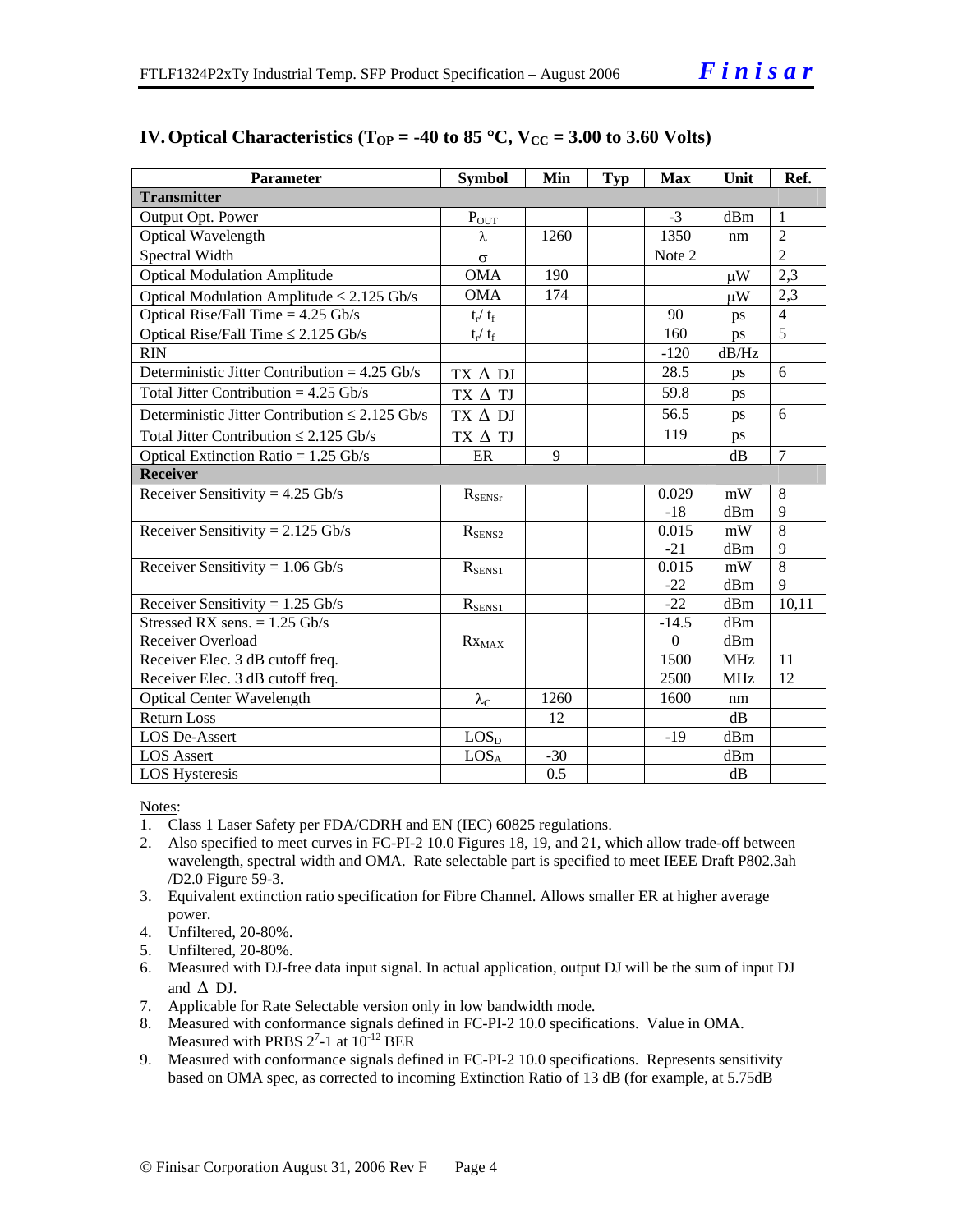## IV. Optical Characteristics ($T_{OP}$ = -40 to 85 °C, $V_{CC}$ = 3.00 to 3.60 Volts)

| Parameter | Symbol | Min | Typ | Max | Unit | Ref. |
|---|---|---|---|---|---|---|
| **Transmitter** | | | | | | |
| Output Opt. Power | $P_{OUT}$ | | | -3 | dBm | 1 |
| Optical Wavelength | $\lambda$ | 1260 | | 1350 | nm | 2 |
| Spectral Width | $\sigma$ | | | Note 2 | | 2 |
| Optical Modulation Amplitude | OMA | 190 | | | μW | 2,3 |
| Optical Modulation Amplitude ≤ 2.125 Gb/s | OMA | 174 | | | μW | 2,3 |
| Optical Rise/Fall Time = 4.25 Gb/s | $t_r/t_f$ | | | 90 | ps | 4 |
| Optical Rise/Fall Time ≤ 2.125 Gb/s | $t_r/t_f$ | | | 160 | ps | 5 |
| RIN | | | | -120 | dB/Hz | |
| Deterministic Jitter Contribution = 4.25 Gb/s | TX Δ DJ | | | 28.5 | ps | 6 |
| Total Jitter Contribution = 4.25 Gb/s | TX Δ TJ | | | 59.8 | ps | |
| Deterministic Jitter Contribution ≤ 2.125 Gb/s | TX Δ DJ | | | 56.5 | ps | 6 |
| Total Jitter Contribution ≤ 2.125 Gb/s | TX Δ TJ | | | 119 | ps | |
| Optical Extinction Ratio = 1.25 Gb/s | ER | 9 | | | dB | 7 |
| **Receiver** | | | | | | |
| Receiver Sensitivity = 4.25 Gb/s | $R_{SENSr}$ | | | 0.029<br>-18 | mW<br>dBm | 8<br>9 |
| Receiver Sensitivity = 2.125 Gb/s | $R_{SENS2}$ | | | 0.015<br>-21 | mW<br>dBm | 8<br>9 |
| Receiver Sensitivity = 1.06 Gb/s | $R_{SENS1}$ | | | 0.015<br>-22 | mW<br>dBm | 8<br>9 |
| Receiver Sensitivity = 1.25 Gb/s | $R_{SENS1}$ | | | -22 | dBm | 10,11 |
| Stressed RX sens. = 1.25 Gb/s | | | | -14.5 | dBm | |
| Receiver Overload | $Rx_{MAX}$ | | | 0 | dBm | |
| Receiver Elec. 3 dB cutoff freq. | | | | 1500 | MHz | 11 |
| Receiver Elec. 3 dB cutoff freq. | | | | 2500 | MHz | 12 |
| Optical Center Wavelength | $\lambda_C$ | 1260 | | 1600 | nm | |
| Return Loss | | 12 | | | dB | |
| LOS De-Assert | $LOS_D$ | | | -19 | dBm | |
| LOS Assert | $LOS_A$ | -30 | | | dBm | |
| LOS Hysteresis | | 0.5 | | | dB | |

Notes:

1. Class 1 Laser Safety per FDA/CDRH and EN (IEC) 60825 regulations.
2. Also specified to meet curves in FC-PI-2 10.0 Figures 18, 19, and 21, which allow trade-off between wavelength, spectral width and OMA. Rate selectable part is specified to meet IEEE Draft P802.3ah /D2.0 Figure 59-3.
3. Equivalent extinction ratio specification for Fibre Channel. Allows smaller ER at higher average power.
4. Unfiltered, 20-80%.
5. Unfiltered, 20-80%.
6. Measured with DJ-free data input signal. In actual application, output DJ will be the sum of input DJ and Δ DJ.
7. Applicable for Rate Selectable version only in low bandwidth mode.
8. Measured with conformance signals defined in FC-PI-2 10.0 specifications. Value in OMA. Measured with PRBS $2^7$-1 at $10^{-12}$ BER
9. Measured with conformance signals defined in FC-PI-2 10.0 specifications. Represents sensitivity based on OMA spec, as corrected to incoming Extinction Ratio of 13 dB (for example, at 5.75dB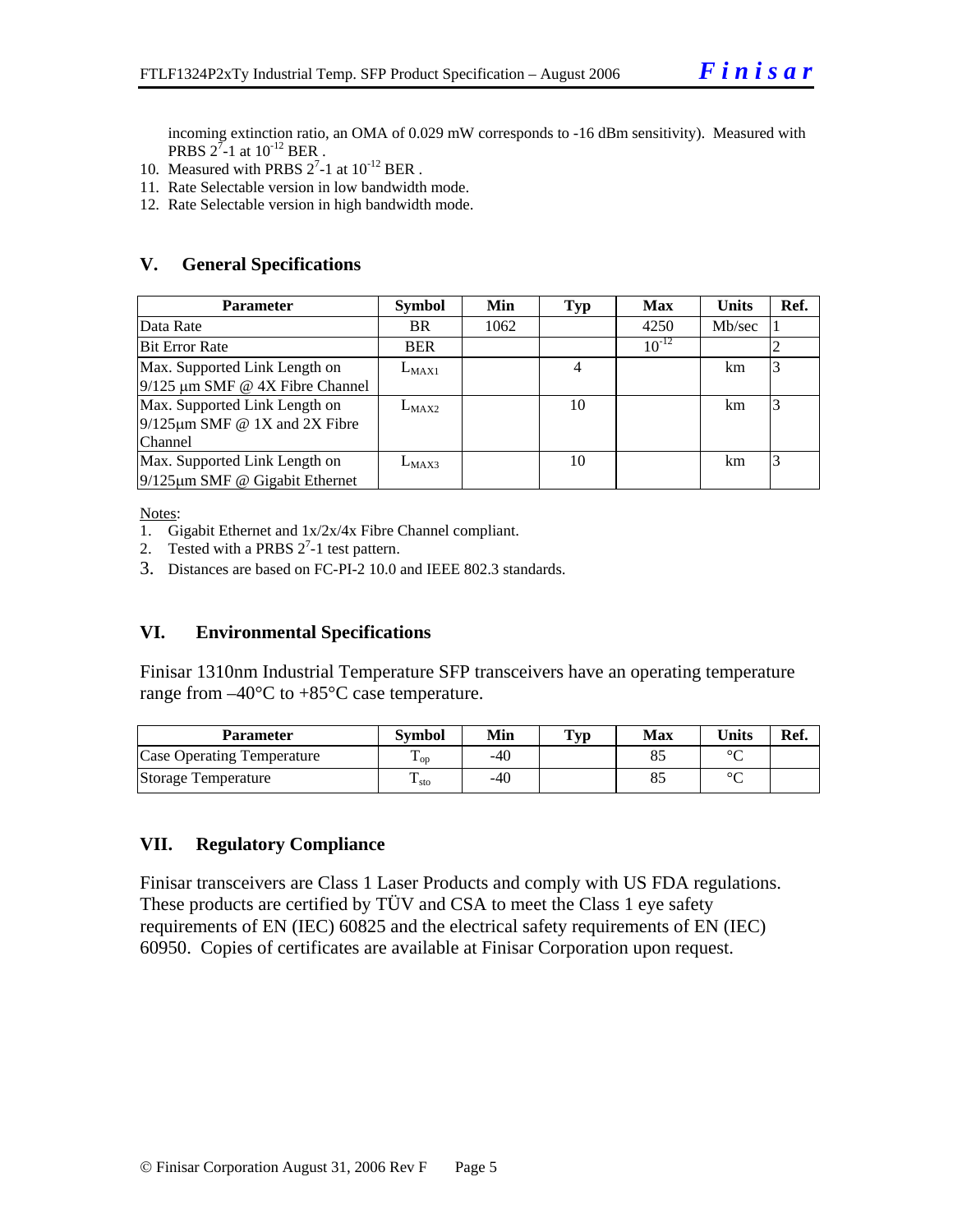incoming extinction ratio, an OMA of 0.029 mW corresponds to -16 dBm sensitivity). Measured with PRBS $2^7$-1 at $10^{-12}$ BER .

10. Measured with PRBS $2^7$-1 at $10^{-12}$ BER .
11. Rate Selectable version in low bandwidth mode.
12. Rate Selectable version in high bandwidth mode.

## V. General Specifications

| Parameter | Symbol | Min | Typ | Max | Units | Ref. |
|---|---|---|---|---|---|---|
| Data Rate | BR | 1062 | | 4250 | Mb/sec | 1 |
| Bit Error Rate | BER | | | $10^{-12}$ | | 2 |
| Max. Supported Link Length on 9/125 µm SMF @ 4X Fibre Channel | $L_{MAX1}$ | | 4 | | km | 3 |
| Max. Supported Link Length on 9/125µm SMF @ 1X and 2X Fibre Channel | $L_{MAX2}$ | | 10 | | km | 3 |
| Max. Supported Link Length on 9/125µm SMF @ Gigabit Ethernet | $L_{MAX3}$ | | 10 | | km | 3 |

Notes:

1. Gigabit Ethernet and 1x/2x/4x Fibre Channel compliant.
2. Tested with a PRBS $2^7$-1 test pattern.
3. Distances are based on FC-PI-2 10.0 and IEEE 802.3 standards.

## VI. Environmental Specifications

Finisar 1310nm Industrial Temperature SFP transceivers have an operating temperature range from –40°C to +85°C case temperature.

| Parameter | Symbol | Min | Typ | Max | Units | Ref. |
|---|---|---|---|---|---|---|
| Case Operating Temperature | $T_{op}$ | -40 | | 85 | °C | |
| Storage Temperature | $T_{sto}$ | -40 | | 85 | °C | |

## VII. Regulatory Compliance

Finisar transceivers are Class 1 Laser Products and comply with US FDA regulations. These products are certified by TÜV and CSA to meet the Class 1 eye safety requirements of EN (IEC) 60825 and the electrical safety requirements of EN (IEC) 60950. Copies of certificates are available at Finisar Corporation upon request.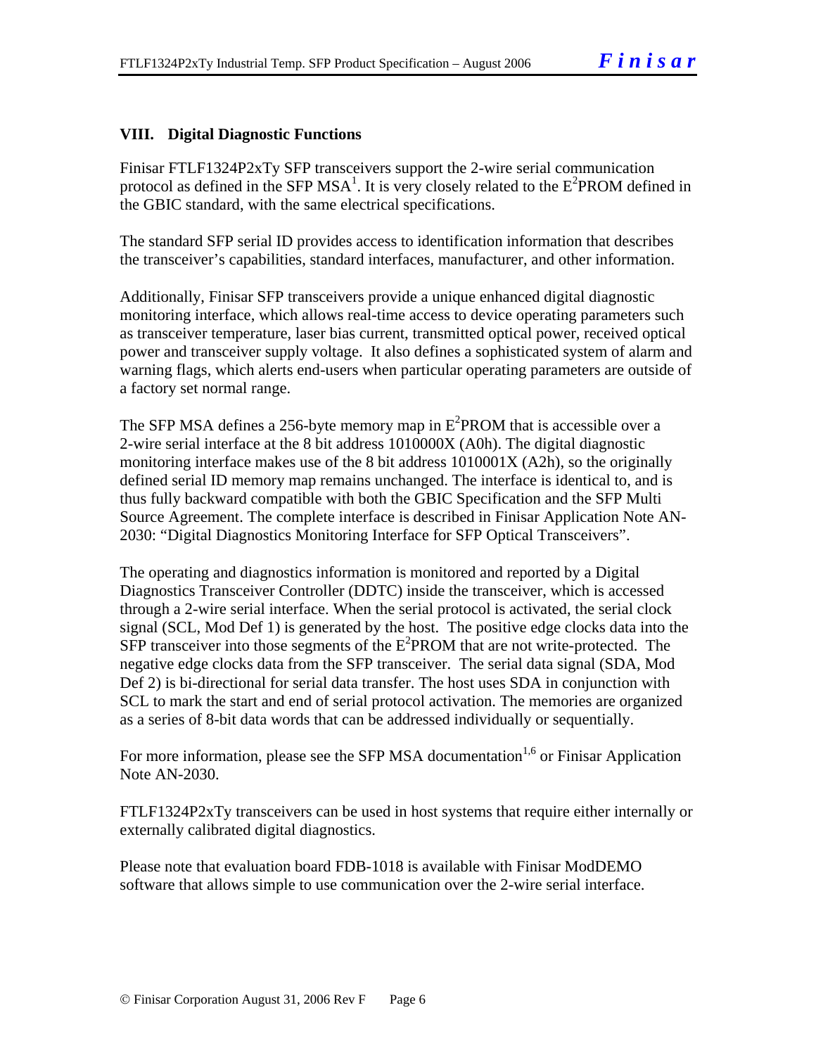## VIII. Digital Diagnostic Functions

Finisar FTLF1324P2xTy SFP transceivers support the 2-wire serial communication protocol as defined in the SFP MSA[1]. It is very closely related to the $E^2$PROM defined in the GBIC standard, with the same electrical specifications.

The standard SFP serial ID provides access to identification information that describes the transceiver's capabilities, standard interfaces, manufacturer, and other information.

Additionally, Finisar SFP transceivers provide a unique enhanced digital diagnostic monitoring interface, which allows real-time access to device operating parameters such as transceiver temperature, laser bias current, transmitted optical power, received optical power and transceiver supply voltage. It also defines a sophisticated system of alarm and warning flags, which alerts end-users when particular operating parameters are outside of a factory set normal range.

The SFP MSA defines a 256-byte memory map in $E^2$PROM that is accessible over a 2-wire serial interface at the 8 bit address 1010000X (A0h). The digital diagnostic monitoring interface makes use of the 8 bit address 1010001X (A2h), so the originally defined serial ID memory map remains unchanged. The interface is identical to, and is thus fully backward compatible with both the GBIC Specification and the SFP Multi Source Agreement. The complete interface is described in Finisar Application Note AN-2030: "Digital Diagnostics Monitoring Interface for SFP Optical Transceivers".

The operating and diagnostics information is monitored and reported by a Digital Diagnostics Transceiver Controller (DDTC) inside the transceiver, which is accessed through a 2-wire serial interface. When the serial protocol is activated, the serial clock signal (SCL, Mod Def 1) is generated by the host. The positive edge clocks data into the SFP transceiver into those segments of the $E^2$PROM that are not write-protected. The negative edge clocks data from the SFP transceiver. The serial data signal (SDA, Mod Def 2) is bi-directional for serial data transfer. The host uses SDA in conjunction with SCL to mark the start and end of serial protocol activation. The memories are organized as a series of 8-bit data words that can be addressed individually or sequentially.

For more information, please see the SFP MSA documentation[1,6] or Finisar Application Note AN-2030.

FTLF1324P2xTy transceivers can be used in host systems that require either internally or externally calibrated digital diagnostics.

Please note that evaluation board FDB-1018 is available with Finisar ModDEMO software that allows simple to use communication over the 2-wire serial interface.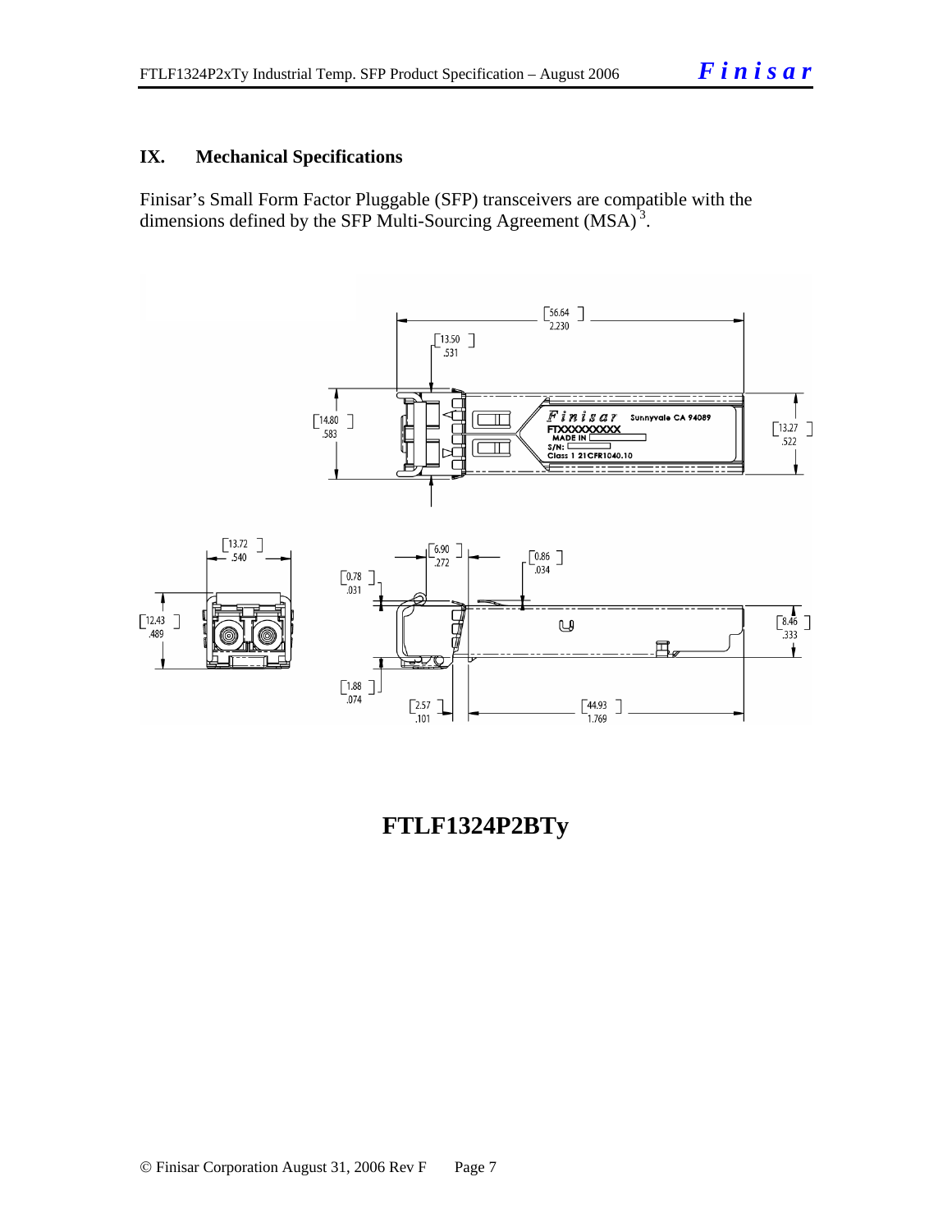## IX. Mechanical Specifications

Finisar's Small Form Factor Pluggable (SFP) transceivers are compatible with the dimensions defined by the SFP Multi-Sourcing Agreement (MSA)[3].

**FTLF1324P2BTy**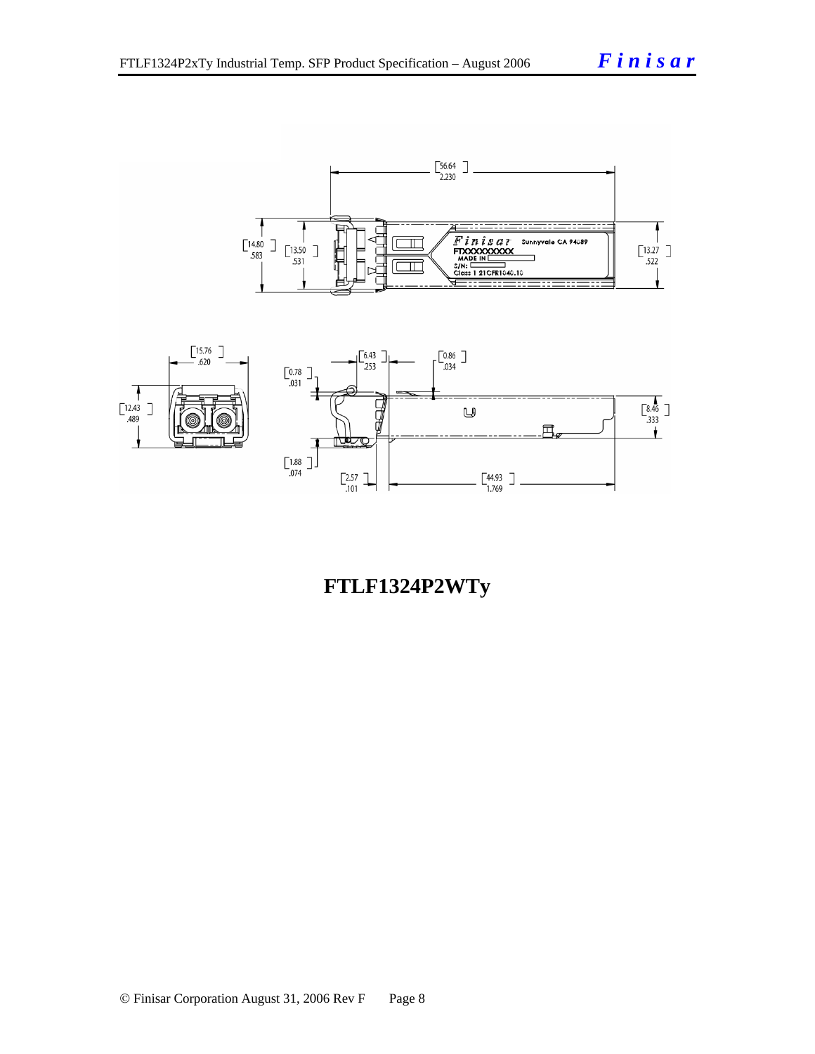**FTLF1324P2WTy**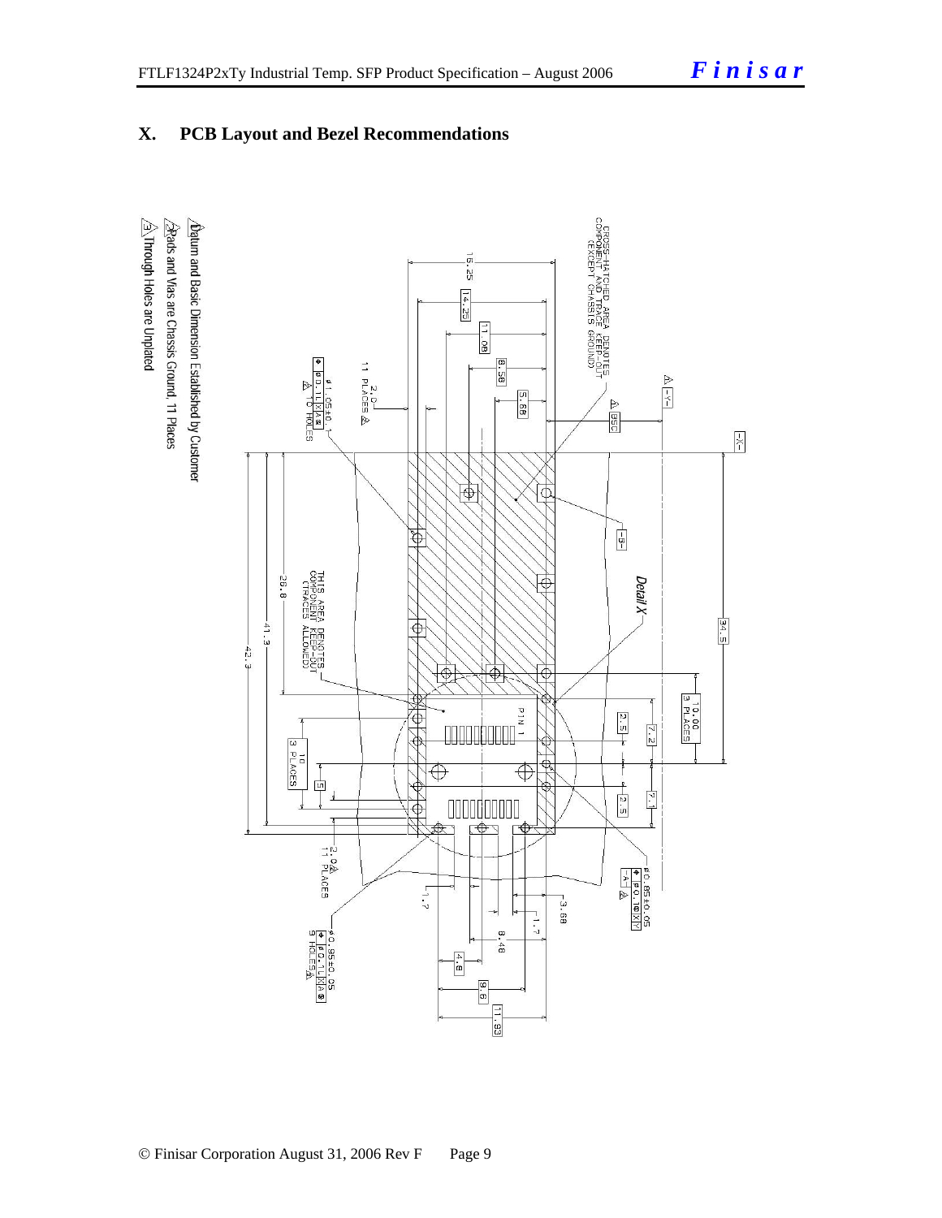## X. PCB Layout and Bezel Recommendations

1. Datum and Basic Dimension Established by Customer
2. Pads and Vias are Chassis Ground, 11 Places
3. Through Holes are Unplated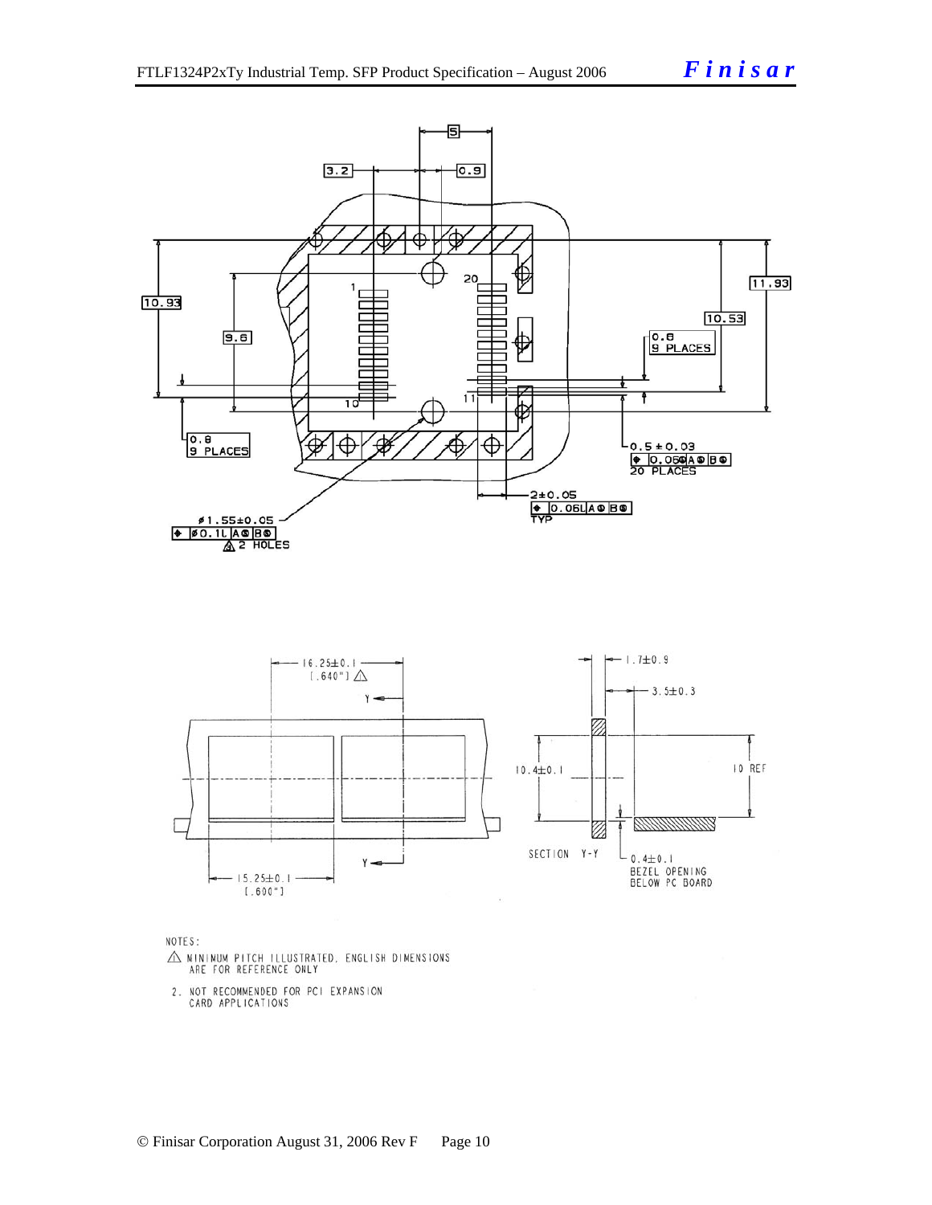3.2

5

0.9

20

1

10.93

11.93

10.53

9.6

0.8
9 PLACES

10

11

0.8
9 PLACES

0.5 ± 0.03
0.06 A B
20 PLACES

2±0.05
0.06 A B
TYP

ø1.55±0.05
ø0.1 A B
2 HOLES

16.25±0.1
[.640"]

Y

Y

15.25±0.1
[.600"]

1.7±0.9

3.5±0.3

10.4±0.1

10 REF

SECTION Y-Y

0.4±0.1
BEZEL OPENING
BELOW PC BOARD

NOTES:

1. MINIMUM PITCH ILLUSTRATED, ENGLISH DIMENSIONS ARE FOR REFERENCE ONLY
2. NOT RECOMMENDED FOR PCI EXPANSION CARD APPLICATIONS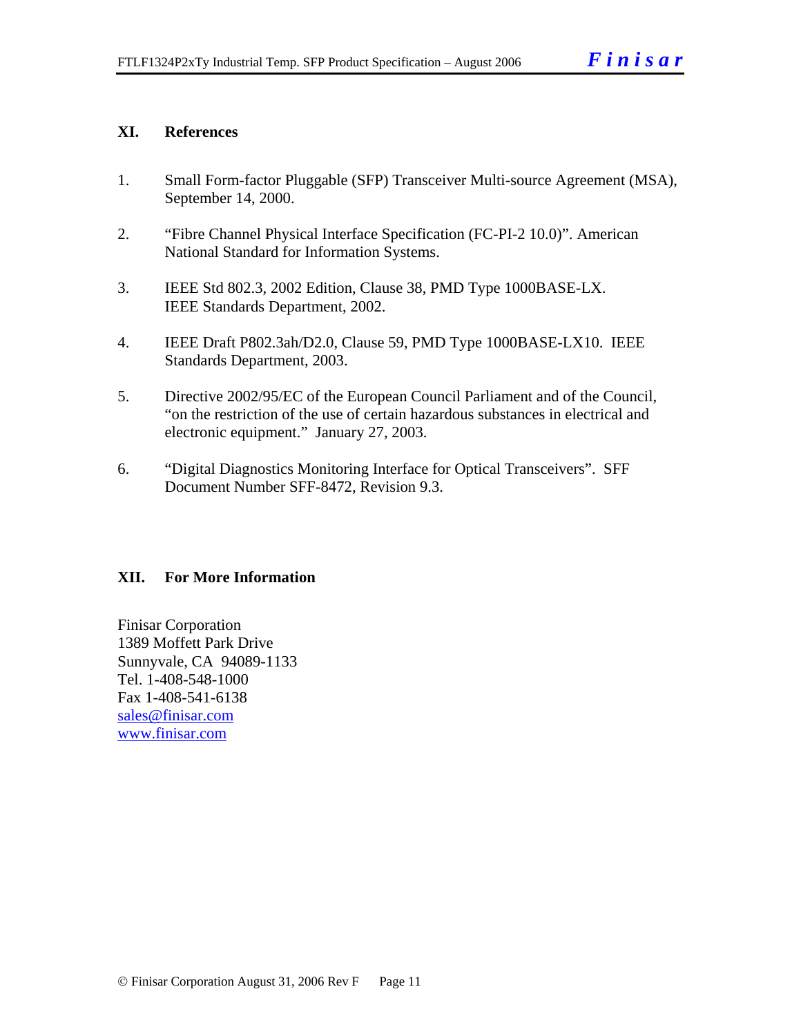## XI. References

1. Small Form-factor Pluggable (SFP) Transceiver Multi-source Agreement (MSA), September 14, 2000.

2. "Fibre Channel Physical Interface Specification (FC-PI-2 10.0)". American National Standard for Information Systems.

3. IEEE Std 802.3, 2002 Edition, Clause 38, PMD Type 1000BASE-LX. IEEE Standards Department, 2002.

4. IEEE Draft P802.3ah/D2.0, Clause 59, PMD Type 1000BASE-LX10. IEEE Standards Department, 2003.

5. Directive 2002/95/EC of the European Council Parliament and of the Council, "on the restriction of the use of certain hazardous substances in electrical and electronic equipment." January 27, 2003.

6. "Digital Diagnostics Monitoring Interface for Optical Transceivers". SFF Document Number SFF-8472, Revision 9.3.

## XII. For More Information

Finisar Corporation
1389 Moffett Park Drive
Sunnyvale, CA 94089-1133
Tel. 1-408-548-1000
Fax 1-408-541-6138
sales@finisar.com
www.finisar.com